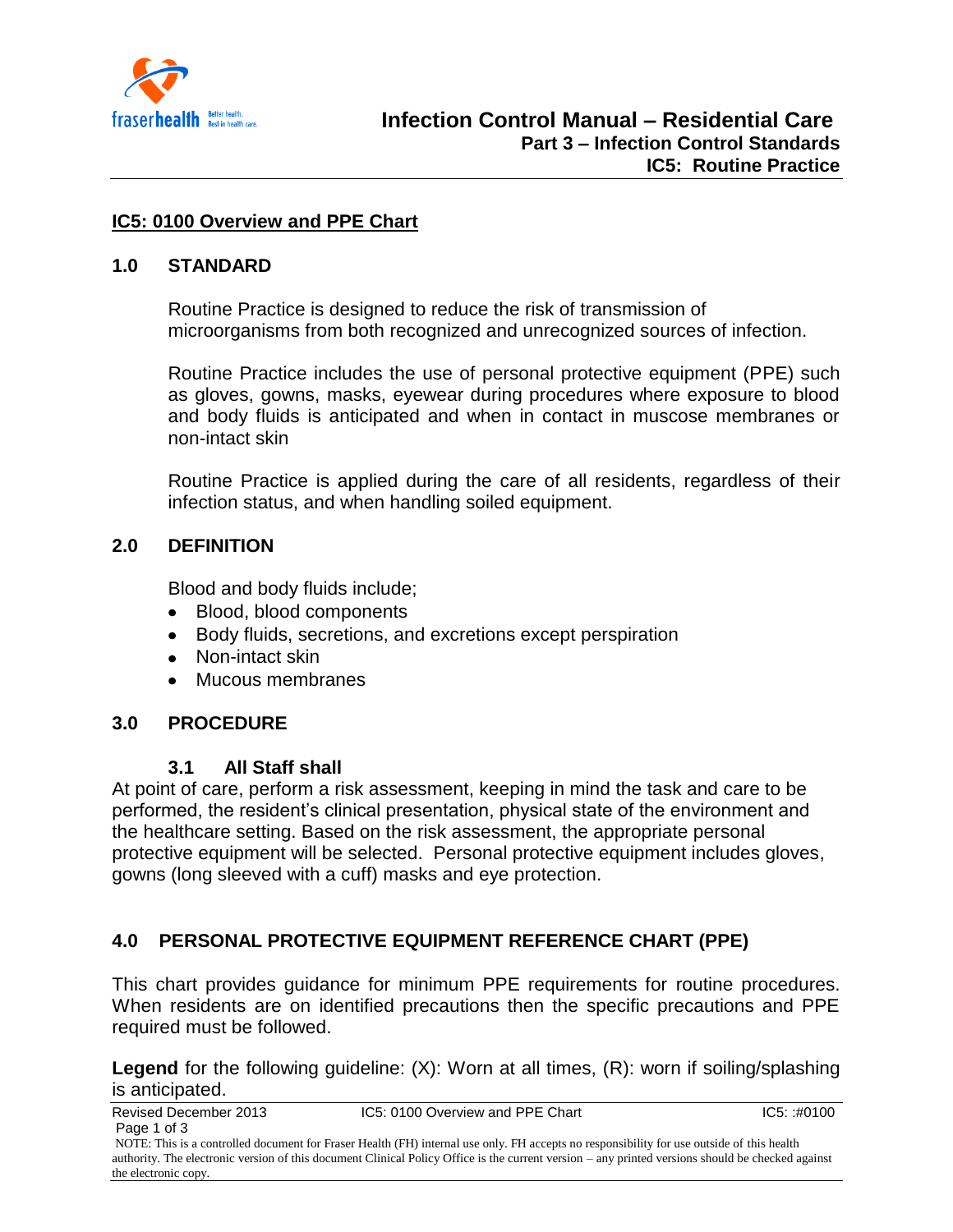# Infection Control Manual – Residential Care

## Part 3 – Infection Control Standards

## IC5: Routine Practice

### IC5: 0100 Overview and PPE Chart

### 1.0 STANDARD

Routine Practice is designed to reduce the risk of transmission of microorganisms from both recognized and unrecognized sources of infection.

Routine Practice includes the use of personal protective equipment (PPE) such as gloves, gowns, masks, eyewear during procedures where exposure to blood and body fluids is anticipated and when in contact in muscose membranes or non-intact skin

Routine Practice is applied during the care of all residents, regardless of their infection status, and when handling soiled equipment.

### 2.0 DEFINITION

Blood and body fluids include;

- Blood, blood components
- Body fluids, secretions, and excretions except perspiration
- Non-intact skin
- Mucous membranes

### 3.0 PROCEDURE

#### 3.1 All Staff shall

At point of care, perform a risk assessment, keeping in mind the task and care to be performed, the resident's clinical presentation, physical state of the environment and the healthcare setting. Based on the risk assessment, the appropriate personal protective equipment will be selected. Personal protective equipment includes gloves, gowns (long sleeved with a cuff) masks and eye protection.

### 4.0 PERSONAL PROTECTIVE EQUIPMENT REFERENCE CHART (PPE)

This chart provides guidance for minimum PPE requirements for routine procedures. When residents are on identified precautions then the specific precautions and PPE required must be followed.

**Legend** for the following guideline: (X): Worn at all times, (R): worn if soiling/splashing is anticipated.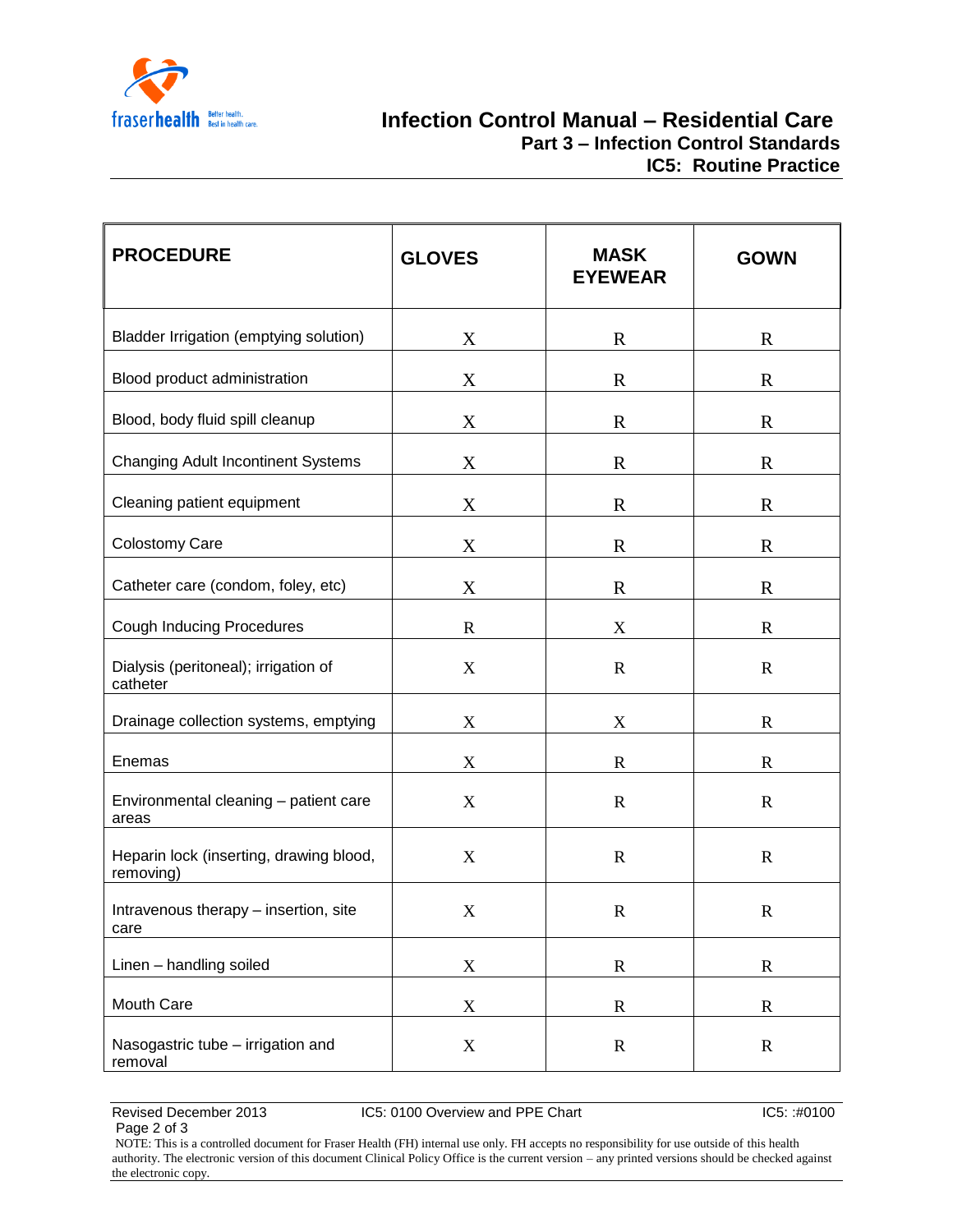| PROCEDURE | GLOVES | MASK EYEWEAR | GOWN |
|---|---|---|---|
| Bladder Irrigation (emptying solution) | X | R | R |
| Blood product administration | X | R | R |
| Blood, body fluid spill cleanup | X | R | R |
| Changing Adult Incontinent Systems | X | R | R |
| Cleaning patient equipment | X | R | R |
| Colostomy Care | X | R | R |
| Catheter care (condom, foley, etc) | X | R | R |
| Cough Inducing Procedures | R | X | R |
| Dialysis (peritoneal); irrigation of catheter | X | R | R |
| Drainage collection systems, emptying | X | X | R |
| Enemas | X | R | R |
| Environmental cleaning – patient care areas | X | R | R |
| Heparin lock (inserting, drawing blood, removing) | X | R | R |
| Intravenous therapy – insertion, site care | X | R | R |
| Linen – handling soiled | X | R | R |
| Mouth Care | X | R | R |
| Nasogastric tube – irrigation and removal | X | R | R |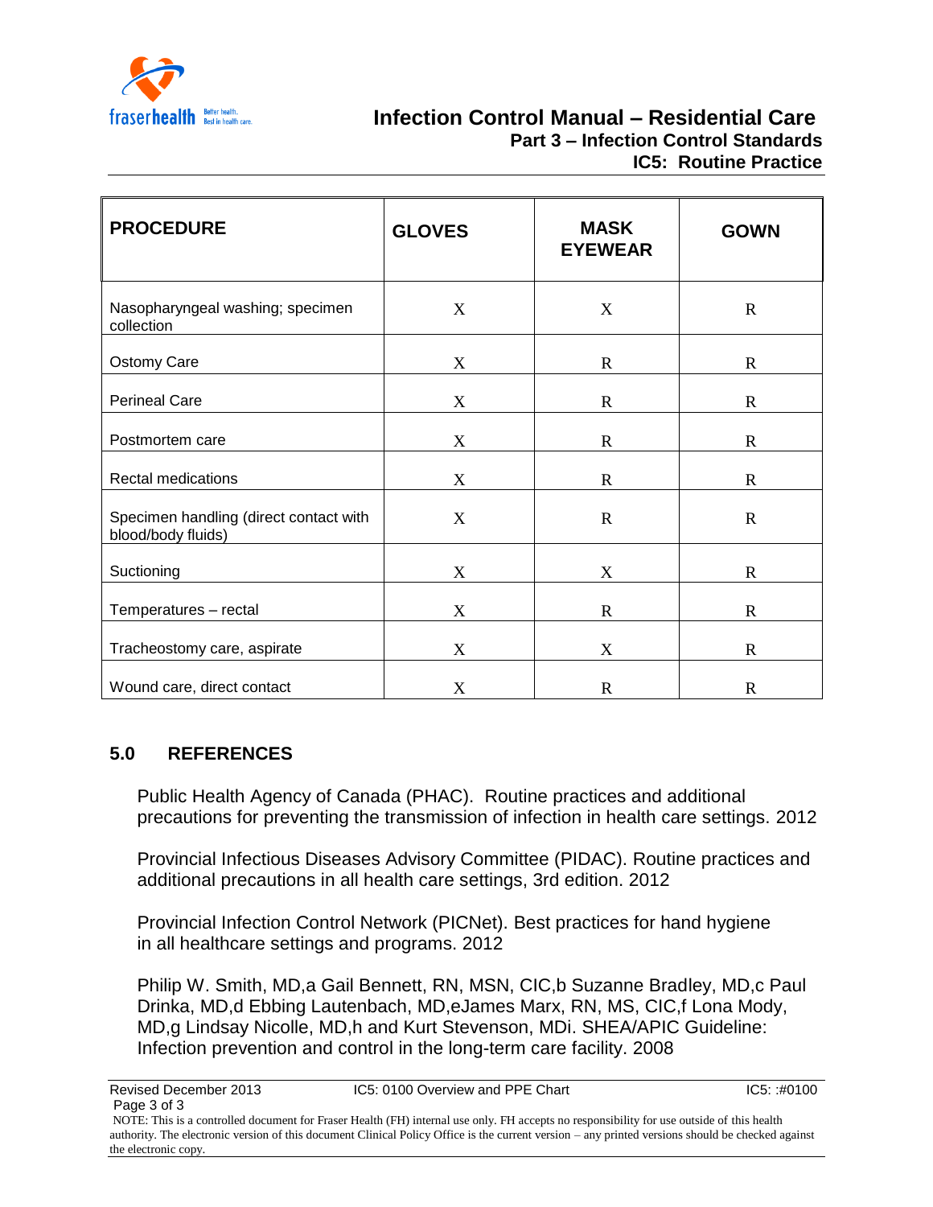| PROCEDURE | GLOVES | MASK EYEWEAR | GOWN |
| --- | --- | --- | --- |
| Nasopharyngeal washing; specimen collection | X | X | R |
| Ostomy Care | X | R | R |
| Perineal Care | X | R | R |
| Postmortem care | X | R | R |
| Rectal medications | X | R | R |
| Specimen handling (direct contact with blood/body fluids) | X | R | R |
| Suctioning | X | X | R |
| Temperatures – rectal | X | R | R |
| Tracheostomy care, aspirate | X | X | R |
| Wound care, direct contact | X | R | R |

## 5.0 REFERENCES

Public Health Agency of Canada (PHAC). Routine practices and additional precautions for preventing the transmission of infection in health care settings. 2012

Provincial Infectious Diseases Advisory Committee (PIDAC). Routine practices and additional precautions in all health care settings, 3rd edition. 2012

Provincial Infection Control Network (PICNet). Best practices for hand hygiene in all healthcare settings and programs. 2012

Philip W. Smith, MD,a Gail Bennett, RN, MSN, CIC,b Suzanne Bradley, MD,c Paul Drinka, MD,d Ebbing Lautenbach, MD,eJames Marx, RN, MS, CIC,f Lona Mody, MD,g Lindsay Nicolle, MD,h and Kurt Stevenson, MDi. SHEA/APIC Guideline: Infection prevention and control in the long-term care facility. 2008

NOTE: This is a controlled document for Fraser Health (FH) internal use only. FH accepts no responsibility for use outside of this health authority. The electronic version of this document Clinical Policy Office is the current version – any printed versions should be checked against the electronic copy.